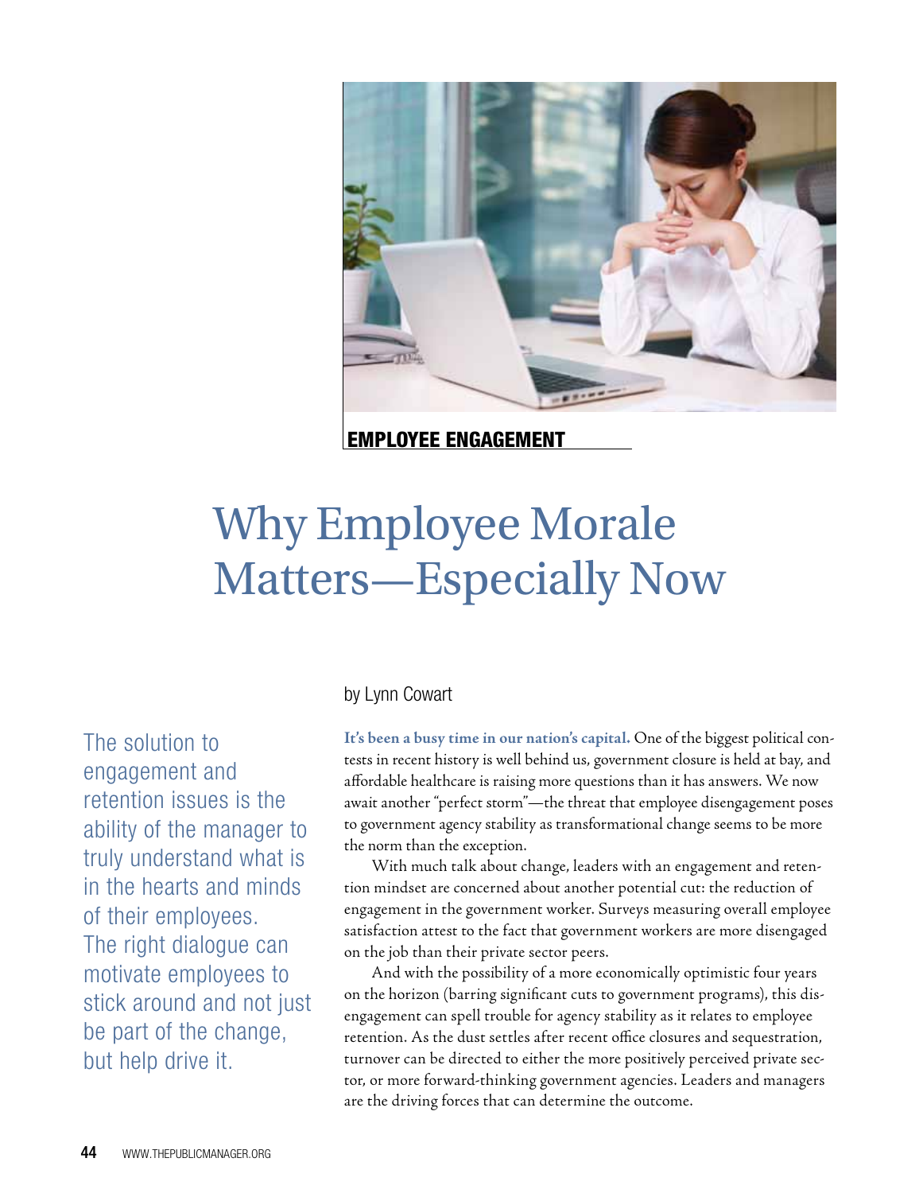EMPLOYEE ENGAGEMENT

# Why Employee Morale Matters—Especially Now

by Lynn Cowart

> The solution to engagement and retention issues is the ability of the manager to truly understand what is in the hearts and minds of their employees. The right dialogue can motivate employees to stick around and not just be part of the change, but help drive it.

**It's been a busy time in our nation's capital.** One of the biggest political contests in recent history is well behind us, government closure is held at bay, and affordable healthcare is raising more questions than it has answers. We now await another "perfect storm"—the threat that employee disengagement poses to government agency stability as transformational change seems to be more the norm than the exception.

With much talk about change, leaders with an engagement and retention mindset are concerned about another potential cut: the reduction of engagement in the government worker. Surveys measuring overall employee satisfaction attest to the fact that government workers are more disengaged on the job than their private sector peers.

And with the possibility of a more economically optimistic four years on the horizon (barring significant cuts to government programs), this disengagement can spell trouble for agency stability as it relates to employee retention. As the dust settles after recent office closures and sequestration, turnover can be directed to either the more positively perceived private sector, or more forward-thinking government agencies. Leaders and managers are the driving forces that can determine the outcome.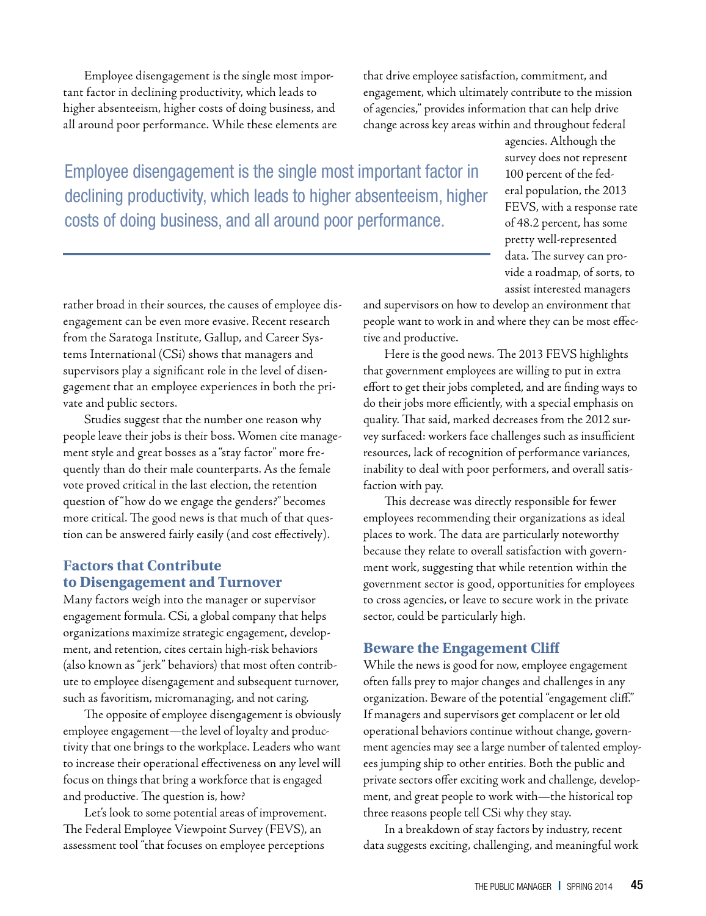Employee disengagement is the single most important factor in declining productivity, which leads to higher absenteeism, higher costs of doing business, and all around poor performance. While these elements are rather broad in their sources, the causes of employee disengagement can be even more evasive. Recent research from the Saratoga Institute, Gallup, and Career Systems International (CSi) shows that managers and supervisors play a significant role in the level of disengagement that an employee experiences in both the private and public sectors.

> Employee disengagement is the single most important factor in declining productivity, which leads to higher absenteeism, higher costs of doing business, and all around poor performance.

Studies suggest that the number one reason why people leave their jobs is their boss. Women cite management style and great bosses as a "stay factor" more frequently than do their male counterparts. As the female vote proved critical in the last election, the retention question of "how do we engage the genders?" becomes more critical. The good news is that much of that question can be answered fairly easily (and cost effectively).

### Factors that Contribute to Disengagement and Turnover

Many factors weigh into the manager or supervisor engagement formula. CSi, a global company that helps organizations maximize strategic engagement, development, and retention, cites certain high-risk behaviors (also known as "jerk" behaviors) that most often contribute to employee disengagement and subsequent turnover, such as favoritism, micromanaging, and not caring.

The opposite of employee disengagement is obviously employee engagement—the level of loyalty and productivity that one brings to the workplace. Leaders who want to increase their operational effectiveness on any level will focus on things that bring a workforce that is engaged and productive. The question is, how?

Let's look to some potential areas of improvement. The Federal Employee Viewpoint Survey (FEVS), an assessment tool "that focuses on employee perceptions that drive employee satisfaction, commitment, and engagement, which ultimately contribute to the mission of agencies," provides information that can help drive change across key areas within and throughout federal agencies. Although the survey does not represent 100 percent of the federal population, the 2013 FEVS, with a response rate of 48.2 percent, has some pretty well-represented data. The survey can provide a roadmap, of sorts, to assist interested managers and supervisors on how to develop an environment that people want to work in and where they can be most effective and productive.

Here is the good news. The 2013 FEVS highlights that government employees are willing to put in extra effort to get their jobs completed, and are finding ways to do their jobs more efficiently, with a special emphasis on quality. That said, marked decreases from the 2012 survey surfaced: workers face challenges such as insufficient resources, lack of recognition of performance variances, inability to deal with poor performers, and overall satisfaction with pay.

This decrease was directly responsible for fewer employees recommending their organizations as ideal places to work. The data are particularly noteworthy because they relate to overall satisfaction with government work, suggesting that while retention within the government sector is good, opportunities for employees to cross agencies, or leave to secure work in the private sector, could be particularly high.

### Beware the Engagement Cliff

While the news is good for now, employee engagement often falls prey to major changes and challenges in any organization. Beware of the potential "engagement cliff." If managers and supervisors get complacent or let old operational behaviors continue without change, government agencies may see a large number of talented employees jumping ship to other entities. Both the public and private sectors offer exciting work and challenge, development, and great people to work with—the historical top three reasons people tell CSi why they stay.

In a breakdown of stay factors by industry, recent data suggests exciting, challenging, and meaningful work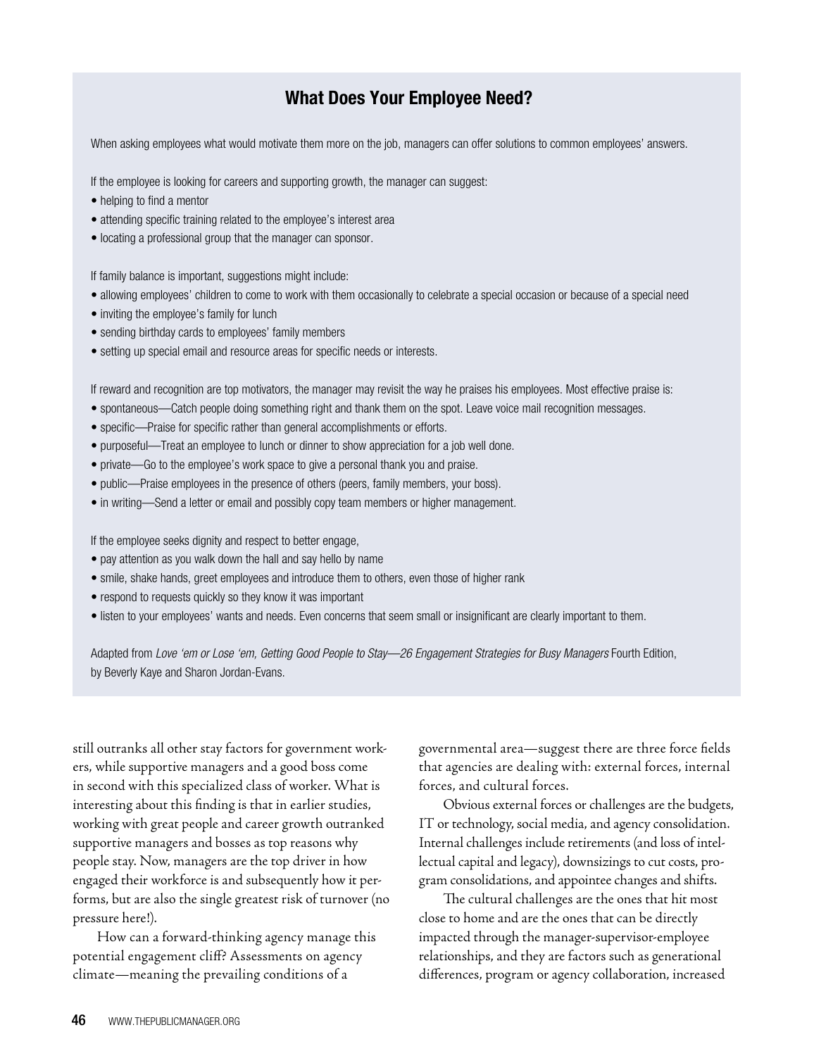## What Does Your Employee Need?

When asking employees what would motivate them more on the job, managers can offer solutions to common employees' answers.

If the employee is looking for careers and supporting growth, the manager can suggest:

- helping to find a mentor
- attending specific training related to the employee's interest area
- locating a professional group that the manager can sponsor.

If family balance is important, suggestions might include:

- allowing employees' children to come to work with them occasionally to celebrate a special occasion or because of a special need
- inviting the employee's family for lunch
- sending birthday cards to employees' family members
- setting up special email and resource areas for specific needs or interests.

If reward and recognition are top motivators, the manager may revisit the way he praises his employees. Most effective praise is:

- spontaneous—Catch people doing something right and thank them on the spot. Leave voice mail recognition messages.
- specific—Praise for specific rather than general accomplishments or efforts.
- purposeful—Treat an employee to lunch or dinner to show appreciation for a job well done.
- private—Go to the employee's work space to give a personal thank you and praise.
- public—Praise employees in the presence of others (peers, family members, your boss).
- in writing—Send a letter or email and possibly copy team members or higher management.

If the employee seeks dignity and respect to better engage,

- pay attention as you walk down the hall and say hello by name
- smile, shake hands, greet employees and introduce them to others, even those of higher rank
- respond to requests quickly so they know it was important
- listen to your employees' wants and needs. Even concerns that seem small or insignificant are clearly important to them.

Adapted from *Love 'em or Lose 'em, Getting Good People to Stay—26 Engagement Strategies for Busy Managers* Fourth Edition, by Beverly Kaye and Sharon Jordan-Evans.

still outranks all other stay factors for government workers, while supportive managers and a good boss come in second with this specialized class of worker. What is interesting about this finding is that in earlier studies, working with great people and career growth outranked supportive managers and bosses as top reasons why people stay. Now, managers are the top driver in how engaged their workforce is and subsequently how it performs, but are also the single greatest risk of turnover (no pressure here!).

How can a forward-thinking agency manage this potential engagement cliff? Assessments on agency climate—meaning the prevailing conditions of a governmental area—suggest there are three force fields that agencies are dealing with: external forces, internal forces, and cultural forces.

Obvious external forces or challenges are the budgets, IT or technology, social media, and agency consolidation. Internal challenges include retirements (and loss of intellectual capital and legacy), downsizings to cut costs, program consolidations, and appointee changes and shifts.

The cultural challenges are the ones that hit most close to home and are the ones that can be directly impacted through the manager-supervisor-employee relationships, and they are factors such as generational differences, program or agency collaboration, increased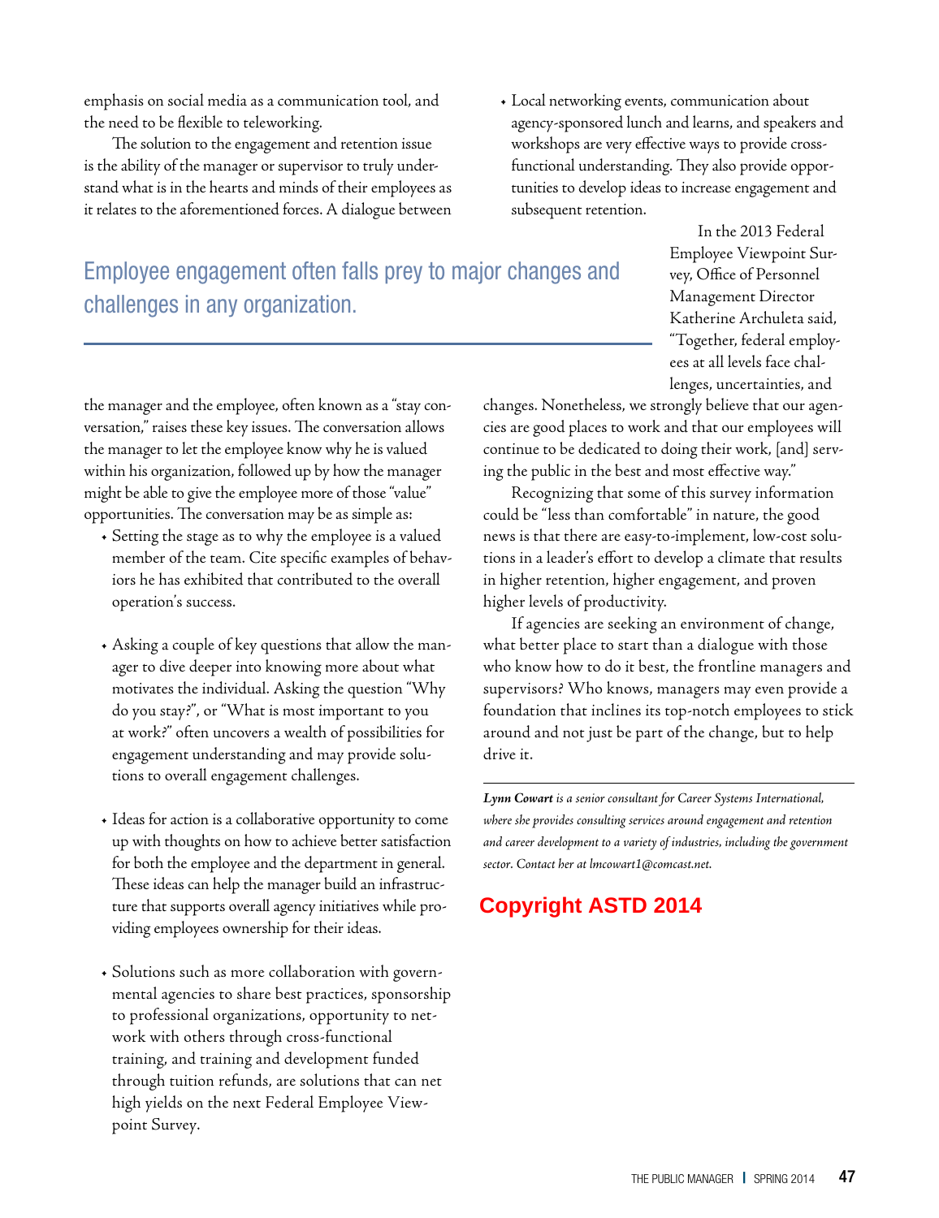emphasis on social media as a communication tool, and the need to be flexible to teleworking.

The solution to the engagement and retention issue is the ability of the manager or supervisor to truly understand what is in the hearts and minds of their employees as it relates to the aforementioned forces. A dialogue between the manager and the employee, often known as a "stay conversation," raises these key issues. The conversation allows the manager to let the employee know why he is valued within his organization, followed up by how the manager might be able to give the employee more of those "value" opportunities. The conversation may be as simple as:

> Employee engagement often falls prey to major changes and challenges in any organization.

- Setting the stage as to why the employee is a valued member of the team. Cite specific examples of behaviors he has exhibited that contributed to the overall operation's success.
- Asking a couple of key questions that allow the manager to dive deeper into knowing more about what motivates the individual. Asking the question "Why do you stay?", or "What is most important to you at work?" often uncovers a wealth of possibilities for engagement understanding and may provide solutions to overall engagement challenges.
- Ideas for action is a collaborative opportunity to come up with thoughts on how to achieve better satisfaction for both the employee and the department in general. These ideas can help the manager build an infrastructure that supports overall agency initiatives while providing employees ownership for their ideas.
- Solutions such as more collaboration with governmental agencies to share best practices, sponsorship to professional organizations, opportunity to network with others through cross-functional training, and training and development funded through tuition refunds, are solutions that can net high yields on the next Federal Employee Viewpoint Survey.
- Local networking events, communication about agency-sponsored lunch and learns, and speakers and workshops are very effective ways to provide cross-functional understanding. They also provide opportunities to develop ideas to increase engagement and subsequent retention.

In the 2013 Federal Employee Viewpoint Survey, Office of Personnel Management Director Katherine Archuleta said, "Together, federal employees at all levels face challenges, uncertainties, and changes. Nonetheless, we strongly believe that our agencies are good places to work and that our employees will continue to be dedicated to doing their work, [and] serving the public in the best and most effective way."

Recognizing that some of this survey information could be "less than comfortable" in nature, the good news is that there are easy-to-implement, low-cost solutions in a leader's effort to develop a climate that results in higher retention, higher engagement, and proven higher levels of productivity.

If agencies are seeking an environment of change, what better place to start than a dialogue with those who know how to do it best, the frontline managers and supervisors? Who knows, managers may even provide a foundation that inclines its top-notch employees to stick around and not just be part of the change, but to help drive it.

---

***Lynn Cowart*** *is a senior consultant for Career Systems International, where she provides consulting services around engagement and retention and career development to a variety of industries, including the government sector. Contact her at lmcowart1@comcast.net.*

**Copyright ASTD 2014**